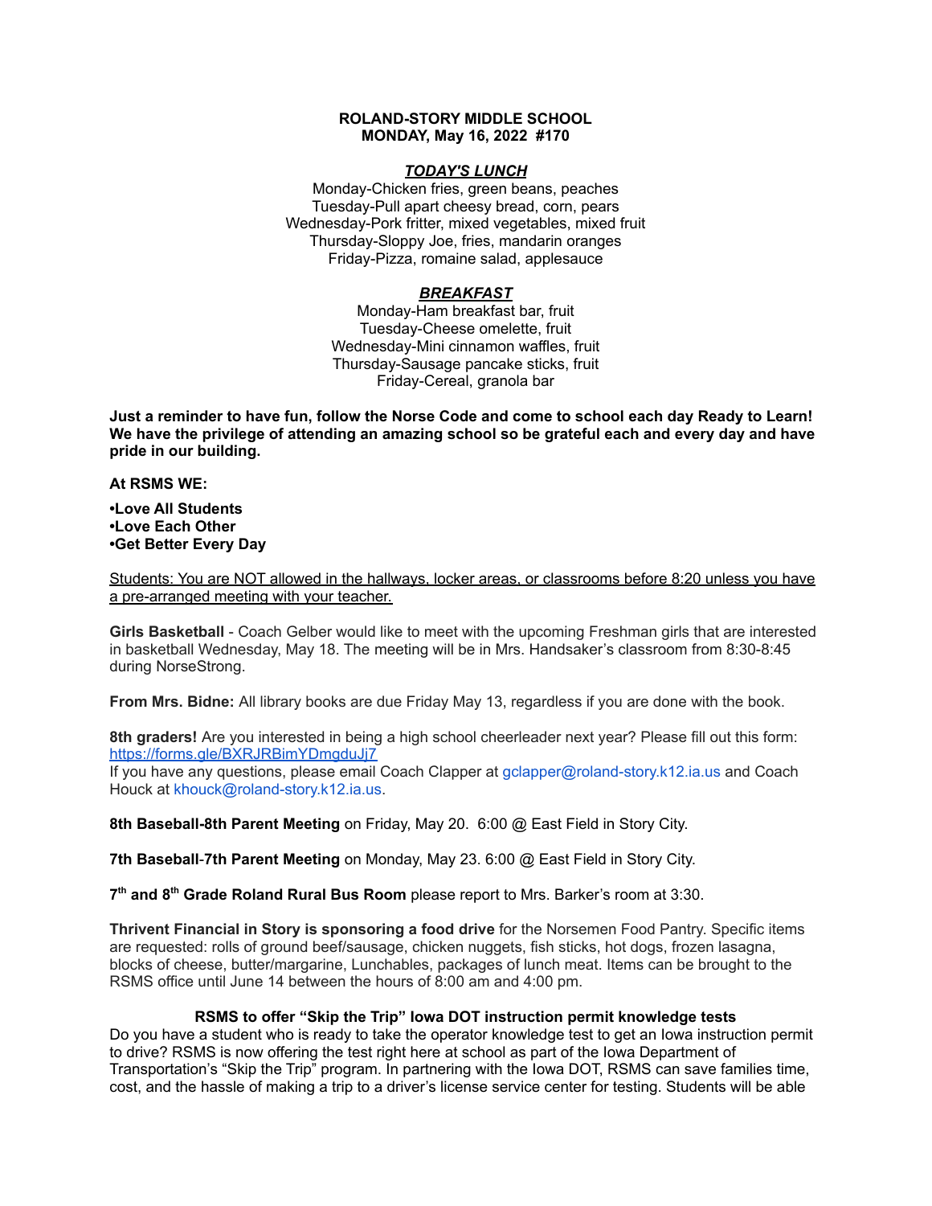**ROLAND-STORY MIDDLE SCHOOL**
**MONDAY, May 16, 2022 #170**

***TODAY'S LUNCH***

Monday-Chicken fries, green beans, peaches
Tuesday-Pull apart cheesy bread, corn, pears
Wednesday-Pork fritter, mixed vegetables, mixed fruit
Thursday-Sloppy Joe, fries, mandarin oranges
Friday-Pizza, romaine salad, applesauce

***BREAKFAST***

Monday-Ham breakfast bar, fruit
Tuesday-Cheese omelette, fruit
Wednesday-Mini cinnamon waffles, fruit
Thursday-Sausage pancake sticks, fruit
Friday-Cereal, granola bar

**Just a reminder to have fun, follow the Norse Code and come to school each day Ready to Learn! We have the privilege of attending an amazing school so be grateful each and every day and have pride in our building.**

**At RSMS WE:**

**•Love All Students**
**•Love Each Other**
**•Get Better Every Day**

Students: You are NOT allowed in the hallways, locker areas, or classrooms before 8:20 unless you have a pre-arranged meeting with your teacher.

**Girls Basketball** - Coach Gelber would like to meet with the upcoming Freshman girls that are interested in basketball Wednesday, May 18. The meeting will be in Mrs. Handsaker's classroom from 8:30-8:45 during NorseStrong.

**From Mrs. Bidne:** All library books are due Friday May 13, regardless if you are done with the book.

**8th graders!** Are you interested in being a high school cheerleader next year? Please fill out this form: https://forms.gle/BXRJRBimYDmgduJj7
If you have any questions, please email Coach Clapper at gclapper@roland-story.k12.ia.us and Coach Houck at khouck@roland-story.k12.ia.us.

**8th Baseball-8th Parent Meeting** on Friday, May 20. 6:00 @ East Field in Story City.

**7th Baseball-7th Parent Meeting** on Monday, May 23. 6:00 @ East Field in Story City.

**7th and 8th Grade Roland Rural Bus Room** please report to Mrs. Barker's room at 3:30.

**Thrivent Financial in Story is sponsoring a food drive** for the Norsemen Food Pantry. Specific items are requested: rolls of ground beef/sausage, chicken nuggets, fish sticks, hot dogs, frozen lasagna, blocks of cheese, butter/margarine, Lunchables, packages of lunch meat. Items can be brought to the RSMS office until June 14 between the hours of 8:00 am and 4:00 pm.

**RSMS to offer "Skip the Trip" Iowa DOT instruction permit knowledge tests**

Do you have a student who is ready to take the operator knowledge test to get an Iowa instruction permit to drive? RSMS is now offering the test right here at school as part of the Iowa Department of Transportation's "Skip the Trip" program. In partnering with the Iowa DOT, RSMS can save families time, cost, and the hassle of making a trip to a driver's license service center for testing. Students will be able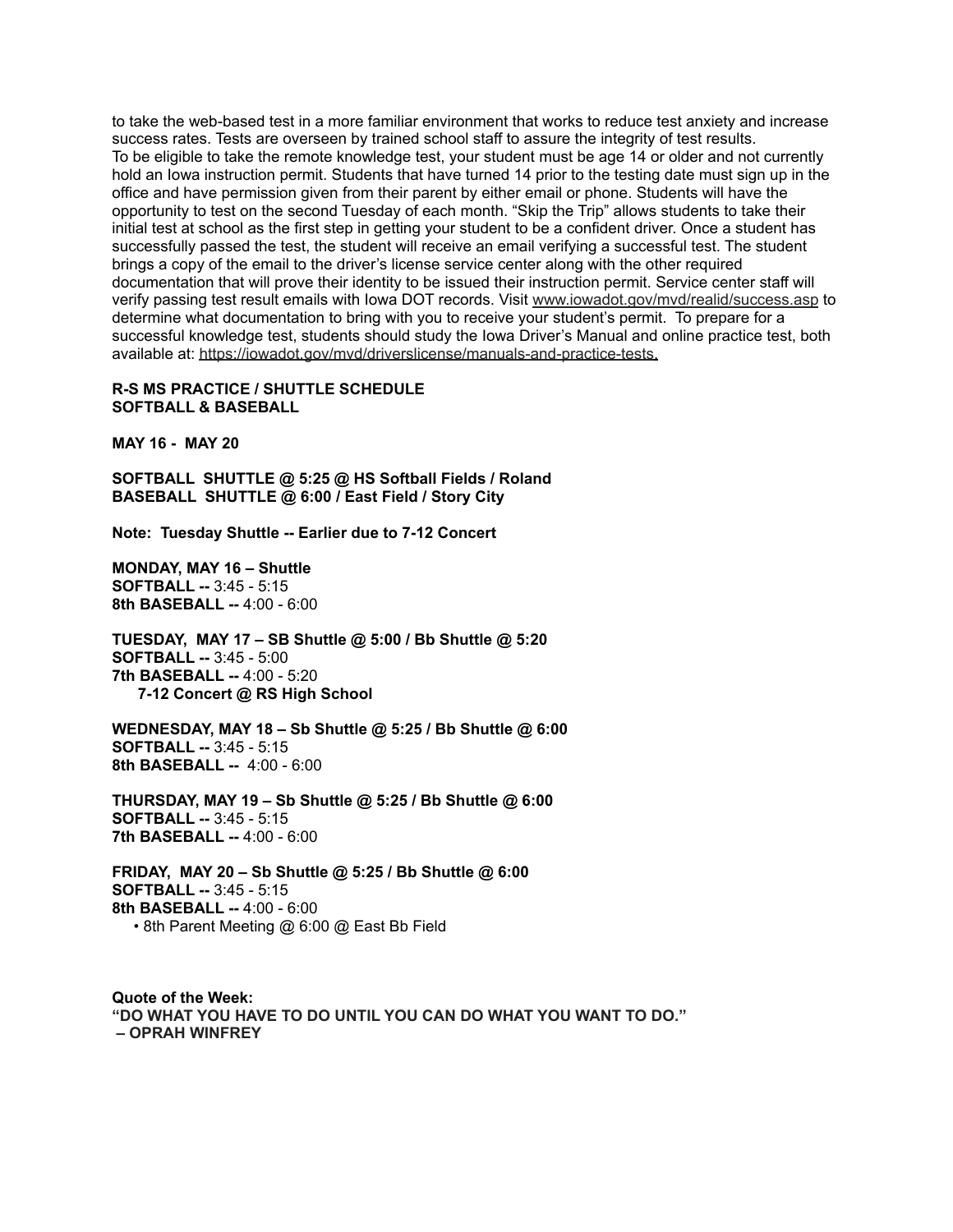to take the web-based test in a more familiar environment that works to reduce test anxiety and increase success rates. Tests are overseen by trained school staff to assure the integrity of test results.
To be eligible to take the remote knowledge test, your student must be age 14 or older and not currently hold an Iowa instruction permit. Students that have turned 14 prior to the testing date must sign up in the office and have permission given from their parent by either email or phone. Students will have the opportunity to test on the second Tuesday of each month. "Skip the Trip" allows students to take their initial test at school as the first step in getting your student to be a confident driver. Once a student has successfully passed the test, the student will receive an email verifying a successful test. The student brings a copy of the email to the driver's license service center along with the other required documentation that will prove their identity to be issued their instruction permit. Service center staff will verify passing test result emails with Iowa DOT records. Visit www.iowadot.gov/mvd/realid/success.asp to determine what documentation to bring with you to receive your student's permit. To prepare for a successful knowledge test, students should study the Iowa Driver's Manual and online practice test, both available at: https://iowadot.gov/mvd/driverslicense/manuals-and-practice-tests.

**R-S MS PRACTICE / SHUTTLE SCHEDULE**
**SOFTBALL & BASEBALL**

**MAY 16 - MAY 20**

**SOFTBALL SHUTTLE @ 5:25 @ HS Softball Fields / Roland**
**BASEBALL SHUTTLE @ 6:00 / East Field / Story City**

**Note: Tuesday Shuttle -- Earlier due to 7-12 Concert**

**MONDAY, MAY 16 – Shuttle**
**SOFTBALL --** 3:45 - 5:15
**8th BASEBALL --** 4:00 - 6:00

**TUESDAY, MAY 17 – SB Shuttle @ 5:00 / Bb Shuttle @ 5:20**
**SOFTBALL --** 3:45 - 5:00
**7th BASEBALL --** 4:00 - 5:20
**7-12 Concert @ RS High School**

**WEDNESDAY, MAY 18 – Sb Shuttle @ 5:25 / Bb Shuttle @ 6:00**
**SOFTBALL --** 3:45 - 5:15
**8th BASEBALL --** 4:00 - 6:00

**THURSDAY, MAY 19 – Sb Shuttle @ 5:25 / Bb Shuttle @ 6:00**
**SOFTBALL --** 3:45 - 5:15
**7th BASEBALL --** 4:00 - 6:00

**FRIDAY, MAY 20 – Sb Shuttle @ 5:25 / Bb Shuttle @ 6:00**
**SOFTBALL --** 3:45 - 5:15
**8th BASEBALL --** 4:00 - 6:00

- 8th Parent Meeting @ 6:00 @ East Bb Field

**Quote of the Week:**
**"DO WHAT YOU HAVE TO DO UNTIL YOU CAN DO WHAT YOU WANT TO DO."**
**– OPRAH WINFREY**